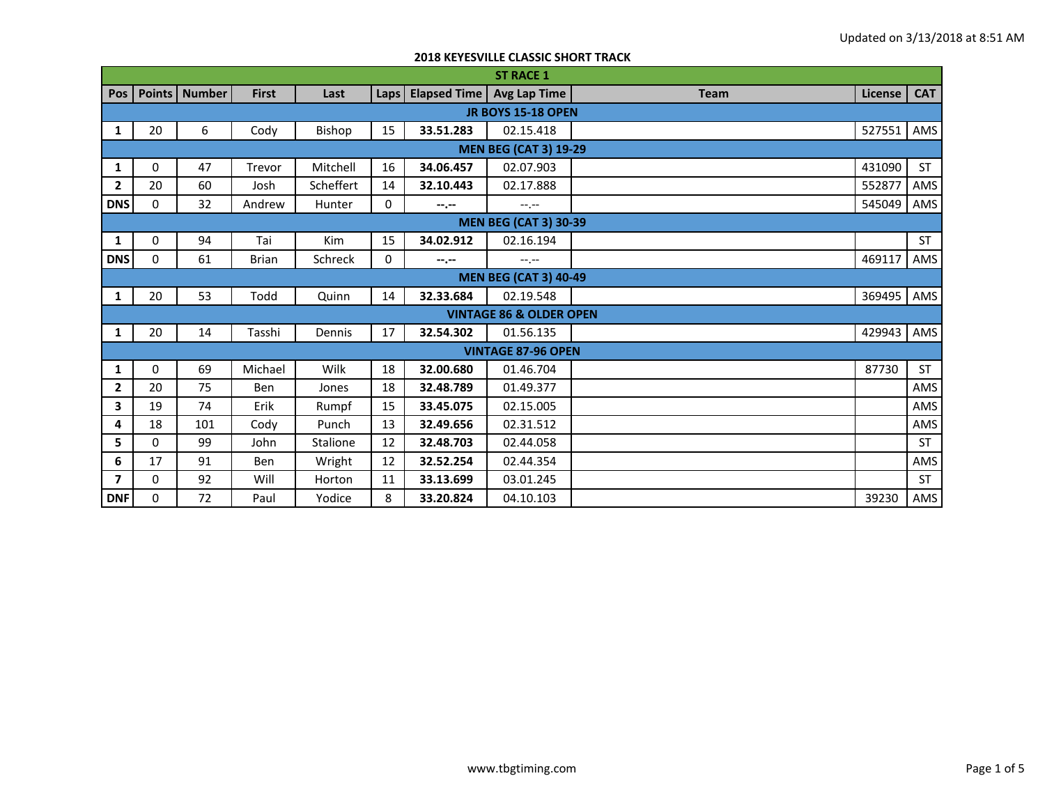Updated on 3/13/2018 at 8:51 AM

## 2018 KEYESVILLE CLASSIC SHORT TRACK

| ST RACE 1 | | | | | | | | | | |
|---|---|---|---|---|---|---|---|---|---|---|
| **Pos** | **Points** | **Number** | **First** | **Last** | **Laps** | **Elapsed Time** | **Avg Lap Time** | **Team** | **License** | **CAT** |
| **JR BOYS 15-18 OPEN** | | | | | | | | | | |
| **1** | 20 | 6 | Cody | Bishop | 15 | **33.51.283** | 02.15.418 | | 527551 | AMS |
| **MEN BEG (CAT 3) 19-29** | | | | | | | | | | |
| **1** | 0 | 47 | Trevor | Mitchell | 16 | **34.06.457** | 02.07.903 | | 431090 | ST |
| **2** | 20 | 60 | Josh | Scheffert | 14 | **32.10.443** | 02.17.888 | | 552877 | AMS |
| **DNS** | 0 | 32 | Andrew | Hunter | 0 | **--.--** | --.-- | | 545049 | AMS |
| **MEN BEG (CAT 3) 30-39** | | | | | | | | | | |
| **1** | 0 | 94 | Tai | Kim | 15 | **34.02.912** | 02.16.194 | | | ST |
| **DNS** | 0 | 61 | Brian | Schreck | 0 | **--.--** | --.-- | | 469117 | AMS |
| **MEN BEG (CAT 3) 40-49** | | | | | | | | | | |
| **1** | 20 | 53 | Todd | Quinn | 14 | **32.33.684** | 02.19.548 | | 369495 | AMS |
| **VINTAGE 86 & OLDER OPEN** | | | | | | | | | | |
| **1** | 20 | 14 | Tasshi | Dennis | 17 | **32.54.302** | 01.56.135 | | 429943 | AMS |
| **VINTAGE 87-96 OPEN** | | | | | | | | | | |
| **1** | 0 | 69 | Michael | Wilk | 18 | **32.00.680** | 01.46.704 | | 87730 | ST |
| **2** | 20 | 75 | Ben | Jones | 18 | **32.48.789** | 01.49.377 | | | AMS |
| **3** | 19 | 74 | Erik | Rumpf | 15 | **33.45.075** | 02.15.005 | | | AMS |
| **4** | 18 | 101 | Cody | Punch | 13 | **32.49.656** | 02.31.512 | | | AMS |
| **5** | 0 | 99 | John | Stalione | 12 | **32.48.703** | 02.44.058 | | | ST |
| **6** | 17 | 91 | Ben | Wright | 12 | **32.52.254** | 02.44.354 | | | AMS |
| **7** | 0 | 92 | Will | Horton | 11 | **33.13.699** | 03.01.245 | | | ST |
| **DNF** | 0 | 72 | Paul | Yodice | 8 | **33.20.824** | 04.10.103 | | 39230 | AMS |

www.tbgtiming.com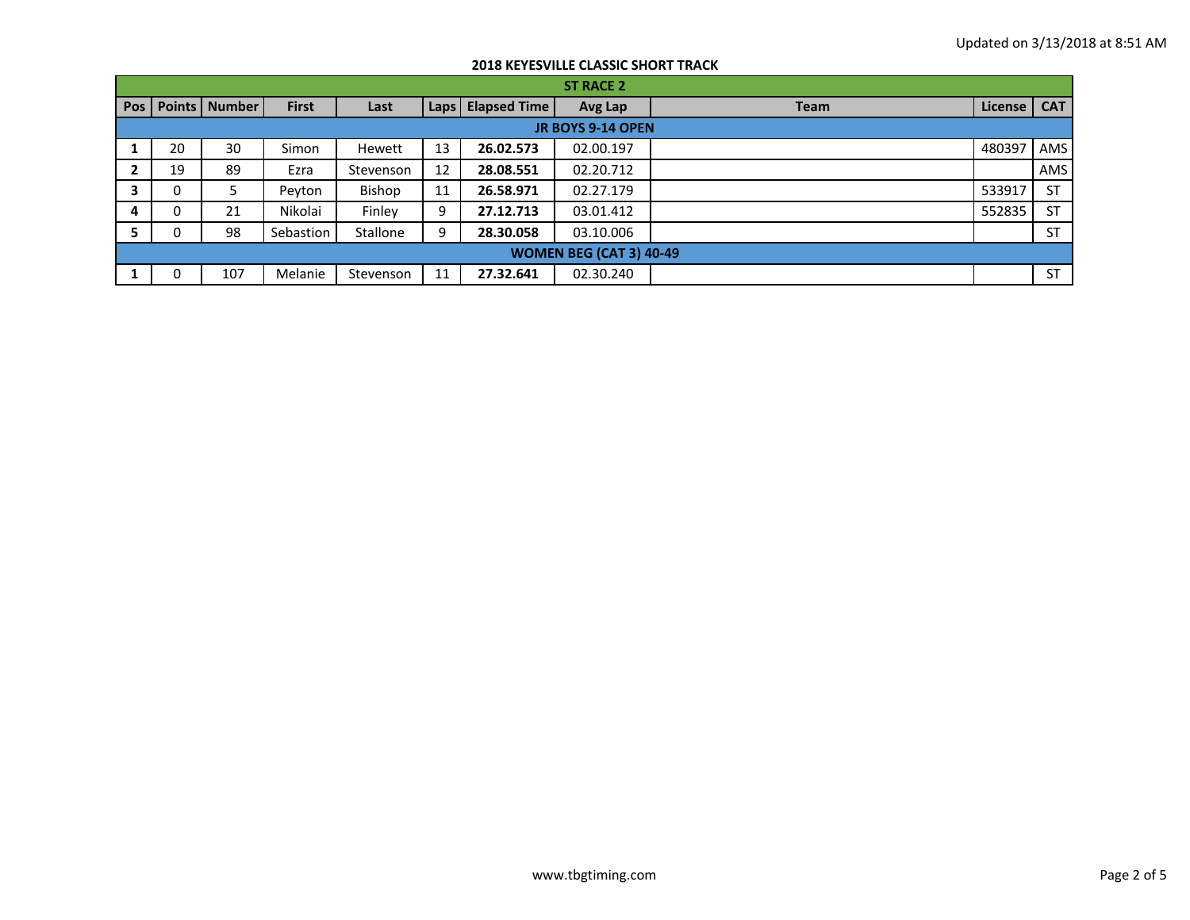Updated on 3/13/2018 at 8:51 AM

## 2018 KEYESVILLE CLASSIC SHORT TRACK

| ST RACE 2 | | | | | | | | | | |
|---|---|---|---|---|---|---|---|---|---|---|
| **Pos** | **Points** | **Number** | **First** | **Last** | **Laps** | **Elapsed Time** | **Avg Lap** | **Team** | **License** | **CAT** |
| **JR BOYS 9-14 OPEN** | | | | | | | | | | |
| **1** | 20 | 30 | Simon | Hewett | 13 | **26.02.573** | 02.00.197 | | 480397 | AMS |
| **2** | 19 | 89 | Ezra | Stevenson | 12 | **28.08.551** | 02.20.712 | | | AMS |
| **3** | 0 | 5 | Peyton | Bishop | 11 | **26.58.971** | 02.27.179 | | 533917 | ST |
| **4** | 0 | 21 | Nikolai | Finley | 9 | **27.12.713** | 03.01.412 | | 552835 | ST |
| **5** | 0 | 98 | Sebastion | Stallone | 9 | **28.30.058** | 03.10.006 | | | ST |
| **WOMEN BEG (CAT 3) 40-49** | | | | | | | | | | |
| **1** | 0 | 107 | Melanie | Stevenson | 11 | **27.32.641** | 02.30.240 | | | ST |

www.tbgtiming.com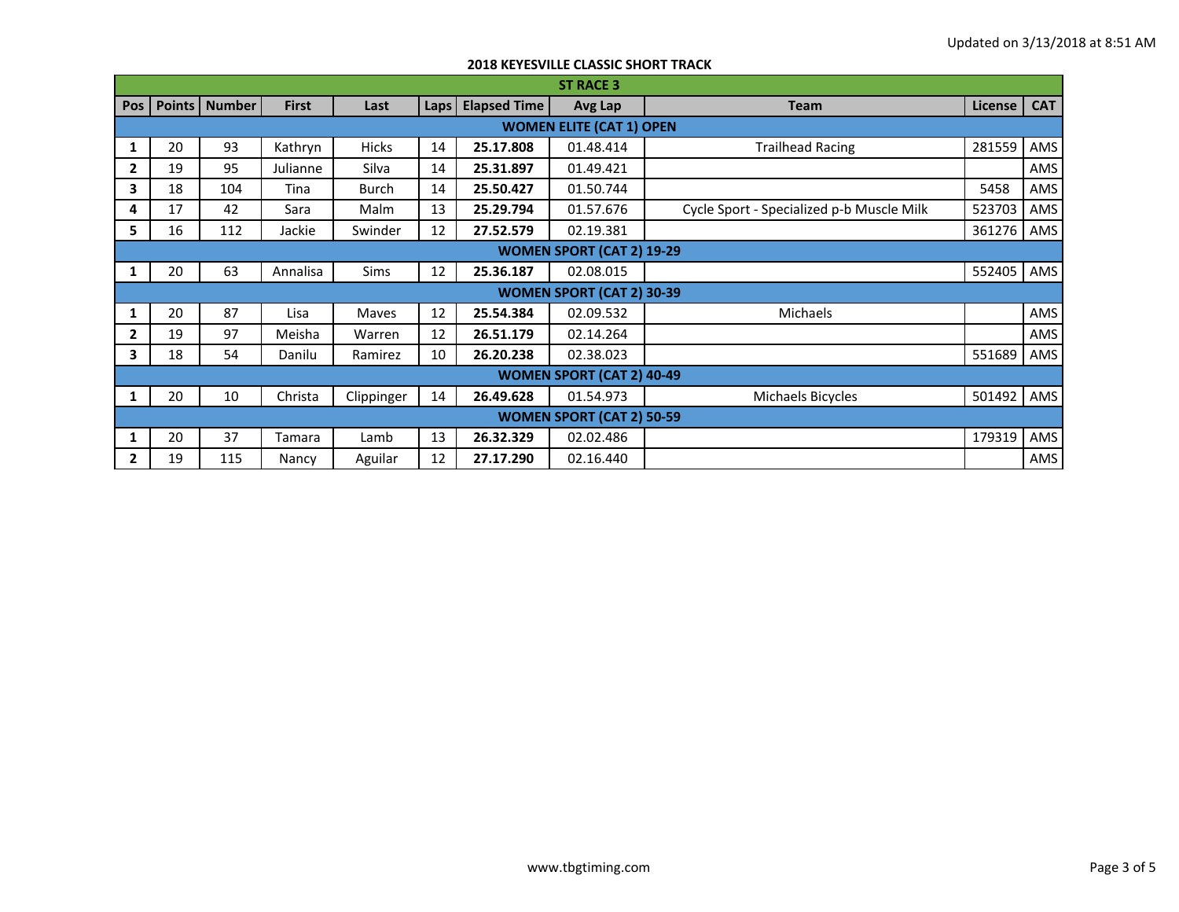Updated on 3/13/2018 at 8:51 AM

## 2018 KEYESVILLE CLASSIC SHORT TRACK

| ST RACE 3 | | | | | | | | | | |
|---|---|---|---|---|---|---|---|---|---|---|
| **Pos** | **Points** | **Number** | **First** | **Last** | **Laps** | **Elapsed Time** | **Avg Lap** | **Team** | **License** | **CAT** |
| **WOMEN ELITE (CAT 1) OPEN** | | | | | | | | | | |
| **1** | 20 | 93 | Kathryn | Hicks | 14 | **25.17.808** | 01.48.414 | Trailhead Racing | 281559 | AMS |
| **2** | 19 | 95 | Julianne | Silva | 14 | **25.31.897** | 01.49.421 | | | AMS |
| **3** | 18 | 104 | Tina | Burch | 14 | **25.50.427** | 01.50.744 | | 5458 | AMS |
| **4** | 17 | 42 | Sara | Malm | 13 | **25.29.794** | 01.57.676 | Cycle Sport - Specialized p-b Muscle Milk | 523703 | AMS |
| **5** | 16 | 112 | Jackie | Swinder | 12 | **27.52.579** | 02.19.381 | | 361276 | AMS |
| **WOMEN SPORT (CAT 2) 19-29** | | | | | | | | | | |
| **1** | 20 | 63 | Annalisa | Sims | 12 | **25.36.187** | 02.08.015 | | 552405 | AMS |
| **WOMEN SPORT (CAT 2) 30-39** | | | | | | | | | | |
| **1** | 20 | 87 | Lisa | Maves | 12 | **25.54.384** | 02.09.532 | Michaels | | AMS |
| **2** | 19 | 97 | Meisha | Warren | 12 | **26.51.179** | 02.14.264 | | | AMS |
| **3** | 18 | 54 | Danilu | Ramirez | 10 | **26.20.238** | 02.38.023 | | 551689 | AMS |
| **WOMEN SPORT (CAT 2) 40-49** | | | | | | | | | | |
| **1** | 20 | 10 | Christa | Clippinger | 14 | **26.49.628** | 01.54.973 | Michaels Bicycles | 501492 | AMS |
| **WOMEN SPORT (CAT 2) 50-59** | | | | | | | | | | |
| **1** | 20 | 37 | Tamara | Lamb | 13 | **26.32.329** | 02.02.486 | | 179319 | AMS |
| **2** | 19 | 115 | Nancy | Aguilar | 12 | **27.17.290** | 02.16.440 | | | AMS |

www.tbgtiming.com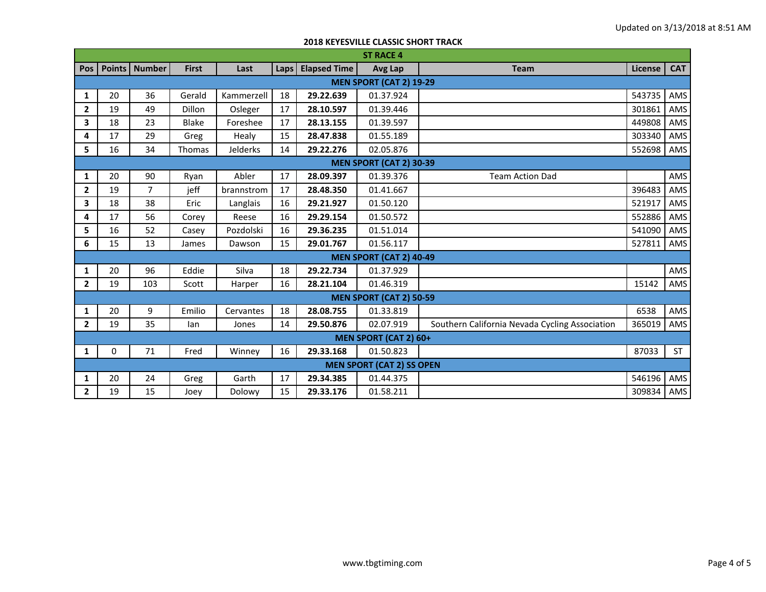Updated on 3/13/2018 at 8:51 AM

**2018 KEYESVILLE CLASSIC SHORT TRACK**

| ST RACE 4 | | | | | | | | | | |
|---|---|---|---|---|---|---|---|---|---|---|
| **Pos** | **Points** | **Number** | **First** | **Last** | **Laps** | **Elapsed Time** | **Avg Lap** | **Team** | **License** | **CAT** |
| **MEN SPORT (CAT 2) 19-29** | | | | | | | | | | |
| **1** | 20 | 36 | Gerald | Kammerzell | 18 | **29.22.639** | 01.37.924 | | 543735 | AMS |
| **2** | 19 | 49 | Dillon | Osleger | 17 | **28.10.597** | 01.39.446 | | 301861 | AMS |
| **3** | 18 | 23 | Blake | Foreshee | 17 | **28.13.155** | 01.39.597 | | 449808 | AMS |
| **4** | 17 | 29 | Greg | Healy | 15 | **28.47.838** | 01.55.189 | | 303340 | AMS |
| **5** | 16 | 34 | Thomas | Jelderks | 14 | **29.22.276** | 02.05.876 | | 552698 | AMS |
| **MEN SPORT (CAT 2) 30-39** | | | | | | | | | | |
| **1** | 20 | 90 | Ryan | Abler | 17 | **28.09.397** | 01.39.376 | Team Action Dad | | AMS |
| **2** | 19 | 7 | jeff | brannstrom | 17 | **28.48.350** | 01.41.667 | | 396483 | AMS |
| **3** | 18 | 38 | Eric | Langlais | 16 | **29.21.927** | 01.50.120 | | 521917 | AMS |
| **4** | 17 | 56 | Corey | Reese | 16 | **29.29.154** | 01.50.572 | | 552886 | AMS |
| **5** | 16 | 52 | Casey | Pozdolski | 16 | **29.36.235** | 01.51.014 | | 541090 | AMS |
| **6** | 15 | 13 | James | Dawson | 15 | **29.01.767** | 01.56.117 | | 527811 | AMS |
| **MEN SPORT (CAT 2) 40-49** | | | | | | | | | | |
| **1** | 20 | 96 | Eddie | Silva | 18 | **29.22.734** | 01.37.929 | | | AMS |
| **2** | 19 | 103 | Scott | Harper | 16 | **28.21.104** | 01.46.319 | | 15142 | AMS |
| **MEN SPORT (CAT 2) 50-59** | | | | | | | | | | |
| **1** | 20 | 9 | Emilio | Cervantes | 18 | **28.08.755** | 01.33.819 | | 6538 | AMS |
| **2** | 19 | 35 | Ian | Jones | 14 | **29.50.876** | 02.07.919 | Southern California Nevada Cycling Association | 365019 | AMS |
| **MEN SPORT (CAT 2) 60+** | | | | | | | | | | |
| **1** | 0 | 71 | Fred | Winney | 16 | **29.33.168** | 01.50.823 | | 87033 | ST |
| **MEN SPORT (CAT 2) SS OPEN** | | | | | | | | | | |
| **1** | 20 | 24 | Greg | Garth | 17 | **29.34.385** | 01.44.375 | | 546196 | AMS |
| **2** | 19 | 15 | Joey | Dolowy | 15 | **29.33.176** | 01.58.211 | | 309834 | AMS |

www.tbgtiming.com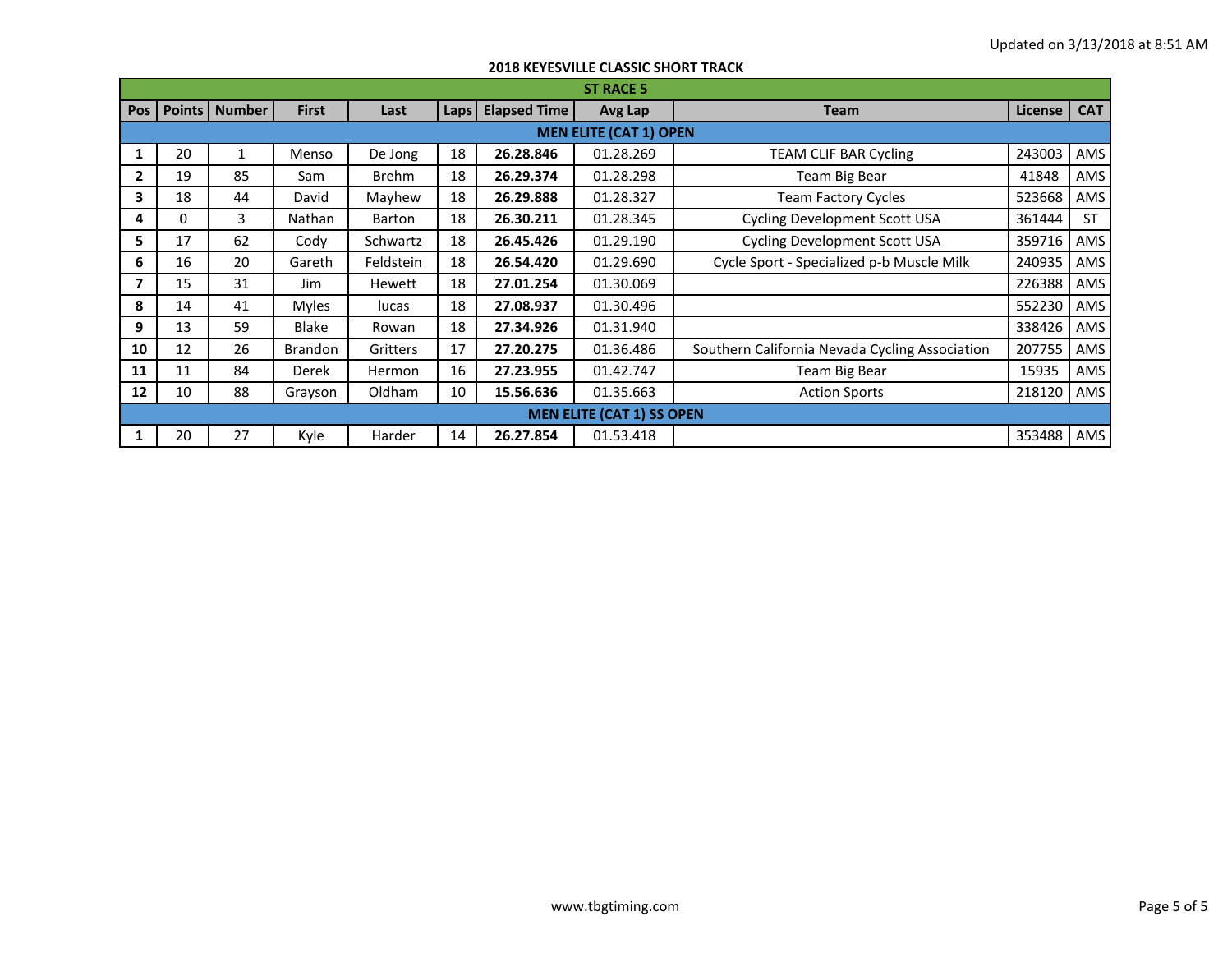Updated on 3/13/2018 at 8:51 AM

**2018 KEYESVILLE CLASSIC SHORT TRACK**

| ST RACE 5 | | | | | | | | | | |
|---|---|---|---|---|---|---|---|---|---|---|
| **Pos** | **Points** | **Number** | **First** | **Last** | **Laps** | **Elapsed Time** | **Avg Lap** | **Team** | **License** | **CAT** |
| **MEN ELITE (CAT 1) OPEN** | | | | | | | | | | |
| **1** | 20 | 1 | Menso | De Jong | 18 | **26.28.846** | 01.28.269 | TEAM CLIF BAR Cycling | 243003 | AMS |
| **2** | 19 | 85 | Sam | Brehm | 18 | **26.29.374** | 01.28.298 | Team Big Bear | 41848 | AMS |
| **3** | 18 | 44 | David | Mayhew | 18 | **26.29.888** | 01.28.327 | Team Factory Cycles | 523668 | AMS |
| **4** | 0 | 3 | Nathan | Barton | 18 | **26.30.211** | 01.28.345 | Cycling Development Scott USA | 361444 | ST |
| **5** | 17 | 62 | Cody | Schwartz | 18 | **26.45.426** | 01.29.190 | Cycling Development Scott USA | 359716 | AMS |
| **6** | 16 | 20 | Gareth | Feldstein | 18 | **26.54.420** | 01.29.690 | Cycle Sport - Specialized p-b Muscle Milk | 240935 | AMS |
| **7** | 15 | 31 | Jim | Hewett | 18 | **27.01.254** | 01.30.069 | | 226388 | AMS |
| **8** | 14 | 41 | Myles | lucas | 18 | **27.08.937** | 01.30.496 | | 552230 | AMS |
| **9** | 13 | 59 | Blake | Rowan | 18 | **27.34.926** | 01.31.940 | | 338426 | AMS |
| **10** | 12 | 26 | Brandon | Gritters | 17 | **27.20.275** | 01.36.486 | Southern California Nevada Cycling Association | 207755 | AMS |
| **11** | 11 | 84 | Derek | Hermon | 16 | **27.23.955** | 01.42.747 | Team Big Bear | 15935 | AMS |
| **12** | 10 | 88 | Grayson | Oldham | 10 | **15.56.636** | 01.35.663 | Action Sports | 218120 | AMS |
| **MEN ELITE (CAT 1) SS OPEN** | | | | | | | | | | |
| **1** | 20 | 27 | Kyle | Harder | 14 | **26.27.854** | 01.53.418 | | 353488 | AMS |

www.tbgtiming.com